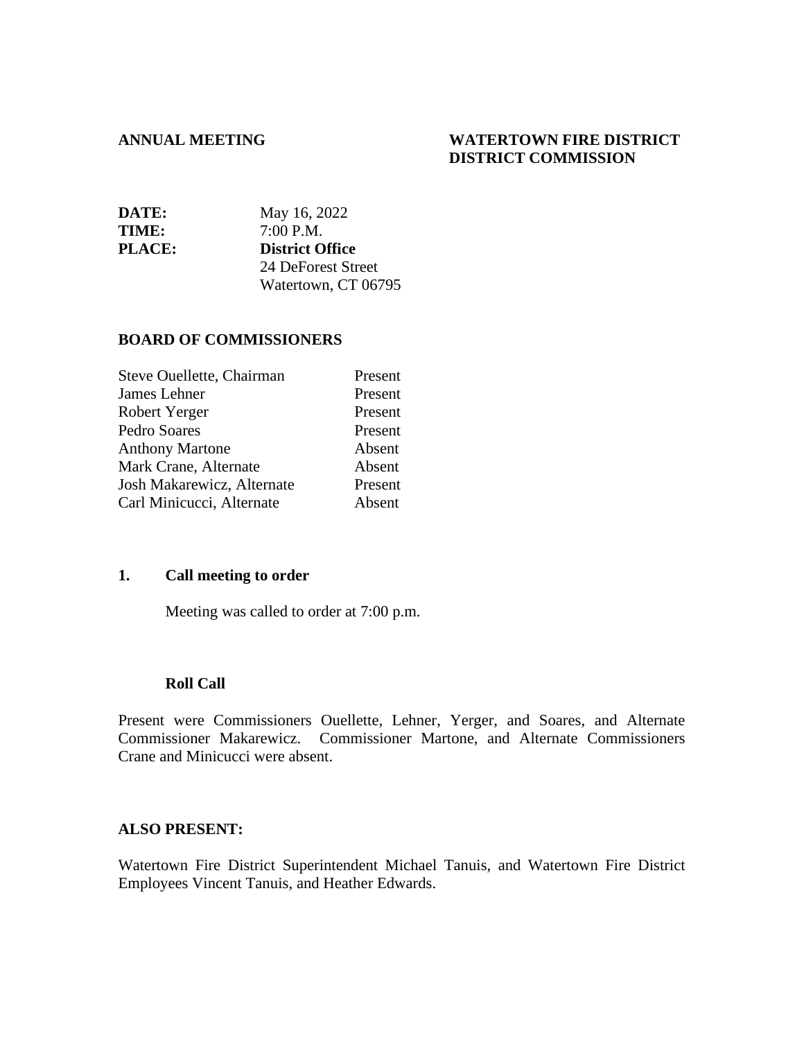**ANNUAL MEETING**

**WATERTOWN FIRE DISTRICT**
**DISTRICT COMMISSION**

| | |
|---|---|
| **DATE:** | May 16, 2022 |
| **TIME:** | 7:00 P.M. |
| **PLACE:** | **District Office**<br>24 DeForest Street<br>Watertown, CT 06795 |

## BOARD OF COMMISSIONERS

| | |
|---|---|
| Steve Ouellette, Chairman | Present |
| James Lehner | Present |
| Robert Yerger | Present |
| Pedro Soares | Present |
| Anthony Martone | Absent |
| Mark Crane, Alternate | Absent |
| Josh Makarewicz, Alternate | Present |
| Carl Minicucci, Alternate | Absent |

## 1. Call meeting to order

Meeting was called to order at 7:00 p.m.

### Roll Call

Present were Commissioners Ouellette, Lehner, Yerger, and Soares, and Alternate Commissioner Makarewicz. Commissioner Martone, and Alternate Commissioners Crane and Minicucci were absent.

## ALSO PRESENT:

Watertown Fire District Superintendent Michael Tanuis, and Watertown Fire District Employees Vincent Tanuis, and Heather Edwards.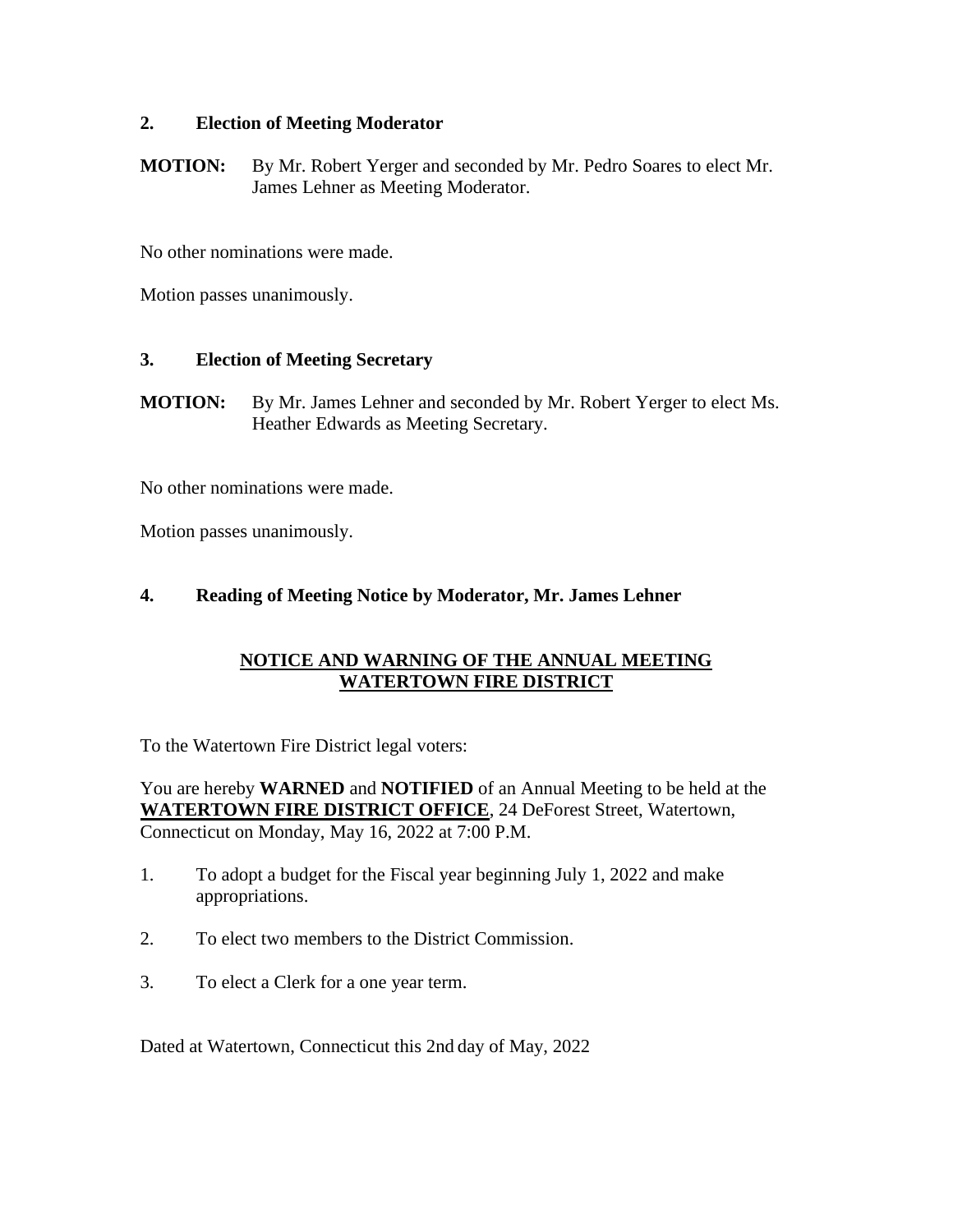### 2. Election of Meeting Moderator

**MOTION:** By Mr. Robert Yerger and seconded by Mr. Pedro Soares to elect Mr. James Lehner as Meeting Moderator.

No other nominations were made.

Motion passes unanimously.

### 3. Election of Meeting Secretary

**MOTION:** By Mr. James Lehner and seconded by Mr. Robert Yerger to elect Ms. Heather Edwards as Meeting Secretary.

No other nominations were made.

Motion passes unanimously.

### 4. Reading of Meeting Notice by Moderator, Mr. James Lehner

**NOTICE AND WARNING OF THE ANNUAL MEETING**
**WATERTOWN FIRE DISTRICT**

To the Watertown Fire District legal voters:

You are hereby **WARNED** and **NOTIFIED** of an Annual Meeting to be held at the **WATERTOWN FIRE DISTRICT OFFICE**, 24 DeForest Street, Watertown, Connecticut on Monday, May 16, 2022 at 7:00 P.M.

1. To adopt a budget for the Fiscal year beginning July 1, 2022 and make appropriations.

2. To elect two members to the District Commission.

3. To elect a Clerk for a one year term.

Dated at Watertown, Connecticut this 2nd day of May, 2022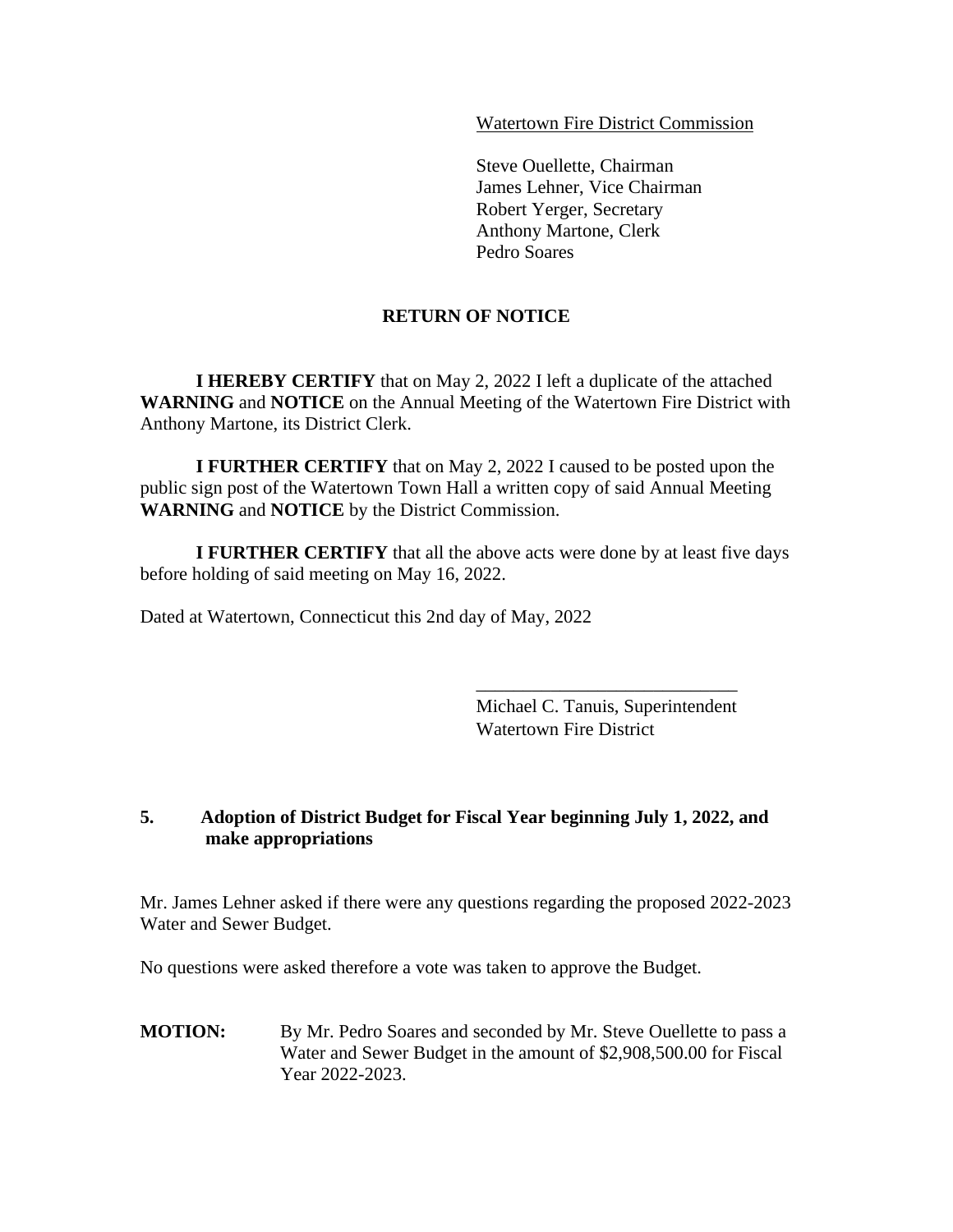Watertown Fire District Commission

Steve Ouellette, Chairman
James Lehner, Vice Chairman
Robert Yerger, Secretary
Anthony Martone, Clerk
Pedro Soares

## RETURN OF NOTICE

**I HEREBY CERTIFY** that on May 2, 2022 I left a duplicate of the attached **WARNING** and **NOTICE** on the Annual Meeting of the Watertown Fire District with Anthony Martone, its District Clerk.

**I FURTHER CERTIFY** that on May 2, 2022 I caused to be posted upon the public sign post of the Watertown Town Hall a written copy of said Annual Meeting **WARNING** and **NOTICE** by the District Commission.

**I FURTHER CERTIFY** that all the above acts were done by at least five days before holding of said meeting on May 16, 2022.

Dated at Watertown, Connecticut this 2nd day of May, 2022

\_\_\_\_\_\_\_\_\_\_\_\_\_\_\_\_\_\_\_\_\_\_\_\_\_\_\_\_
Michael C. Tanuis, Superintendent
Watertown Fire District

### 5. Adoption of District Budget for Fiscal Year beginning July 1, 2022, and make appropriations

Mr. James Lehner asked if there were any questions regarding the proposed 2022-2023 Water and Sewer Budget.

No questions were asked therefore a vote was taken to approve the Budget.

**MOTION:** By Mr. Pedro Soares and seconded by Mr. Steve Ouellette to pass a Water and Sewer Budget in the amount of $2,908,500.00 for Fiscal Year 2022-2023.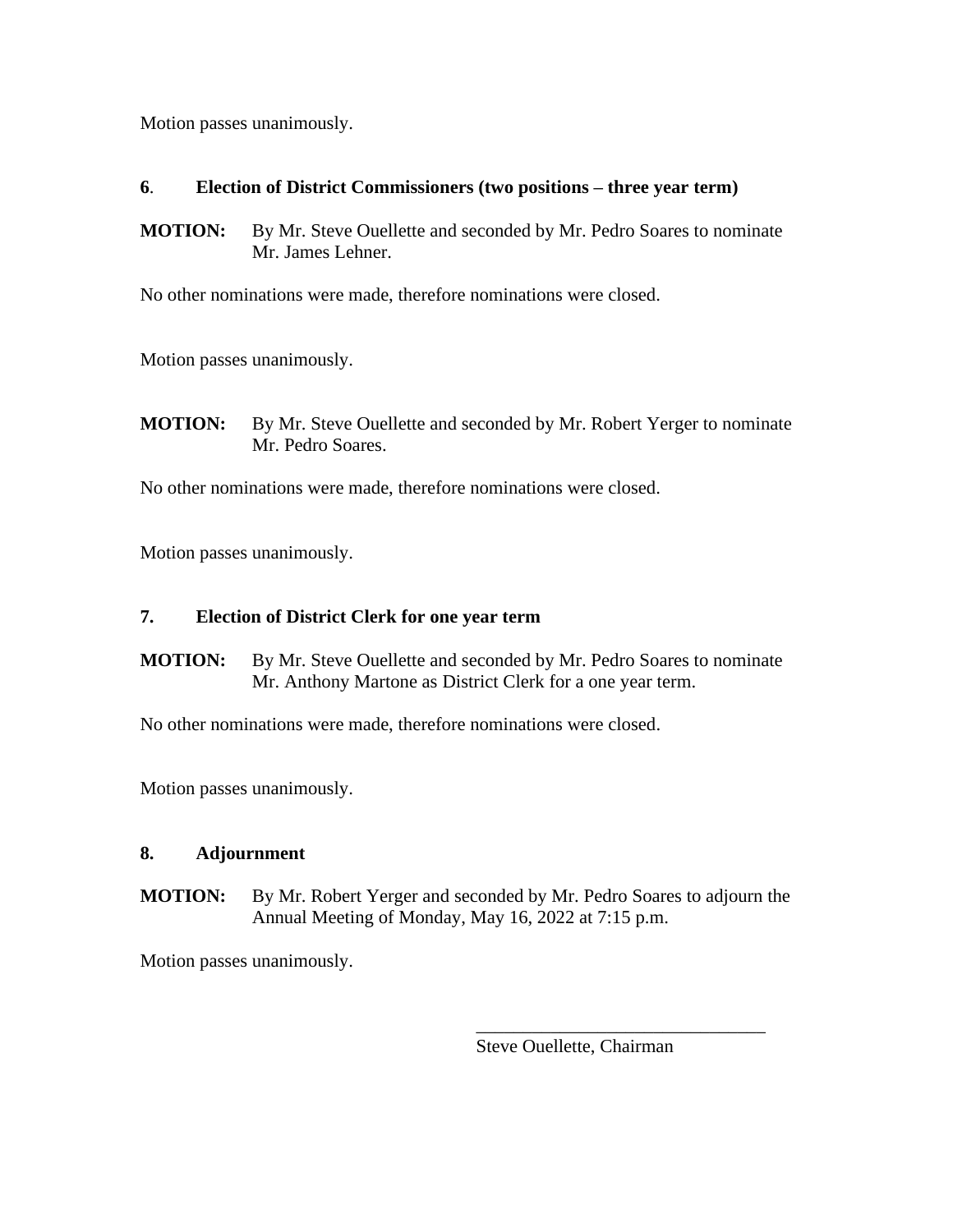Motion passes unanimously.

**6**. **Election of District Commissioners (two positions – three year term)**

**MOTION:** By Mr. Steve Ouellette and seconded by Mr. Pedro Soares to nominate Mr. James Lehner.

No other nominations were made, therefore nominations were closed.

Motion passes unanimously.

**MOTION:** By Mr. Steve Ouellette and seconded by Mr. Robert Yerger to nominate Mr. Pedro Soares.

No other nominations were made, therefore nominations were closed.

Motion passes unanimously.

**7. Election of District Clerk for one year term**

**MOTION:** By Mr. Steve Ouellette and seconded by Mr. Pedro Soares to nominate Mr. Anthony Martone as District Clerk for a one year term.

No other nominations were made, therefore nominations were closed.

Motion passes unanimously.

**8. Adjournment**

**MOTION:** By Mr. Robert Yerger and seconded by Mr. Pedro Soares to adjourn the Annual Meeting of Monday, May 16, 2022 at 7:15 p.m.

Motion passes unanimously.

\_\_\_\_\_\_\_\_\_\_\_\_\_\_\_\_\_\_\_\_\_\_\_\_\_\_\_\_\_\_\_\_

Steve Ouellette, Chairman